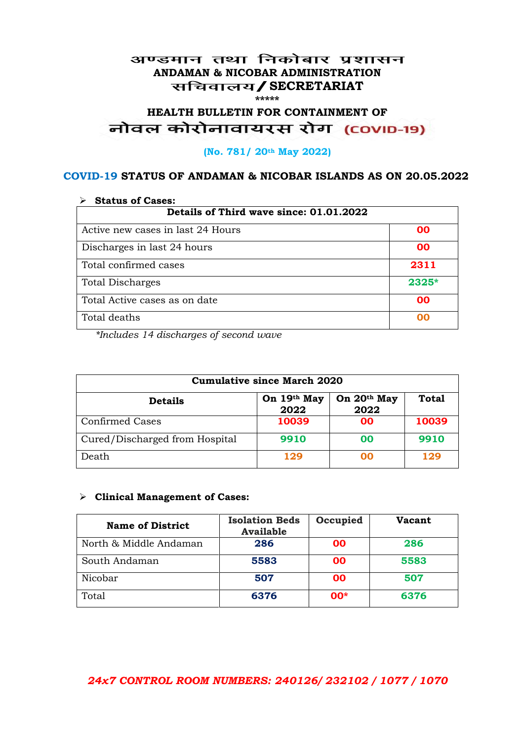# अण्डमान तथा निकोबार प्रशासन
## ANDAMAN & NICOBAR ADMINISTRATION
## सचिवालय / SECRETARIAT

*****

## HEALTH BULLETIN FOR CONTAINMENT OF
## नोवल कोरोनावायरस रोग (COVID-19)

**(No. 781/ 20th May 2022)**

### COVID-19 STATUS OF ANDAMAN & NICOBAR ISLANDS AS ON 20.05.2022

- **Status of Cases:**

| Details of Third wave since: 01.01.2022 | |
|---|---|
| Active new cases in last 24 Hours | 00 |
| Discharges in last 24 hours | 00 |
| Total confirmed cases | 2311 |
| Total Discharges | 2325* |
| Total Active cases as on date | 00 |
| Total deaths | 00 |

*\*Includes 14 discharges of second wave*

| Cumulative since March 2020 | | | |
|---|---|---|---|
| **Details** | **On 19th May 2022** | **On 20th May 2022** | **Total** |
| Confirmed Cases | 10039 | 00 | 10039 |
| Cured/Discharged from Hospital | 9910 | 00 | 9910 |
| Death | 129 | 00 | 129 |

- **Clinical Management of Cases:**

| Name of District | Isolation Beds Available | Occupied | Vacant |
|---|---|---|---|
| North & Middle Andaman | 286 | 00 | 286 |
| South Andaman | 5583 | 00 | 5583 |
| Nicobar | 507 | 00 | 507 |
| Total | 6376 | 00* | 6376 |

***24x7 CONTROL ROOM NUMBERS: 240126/ 232102 / 1077 / 1070***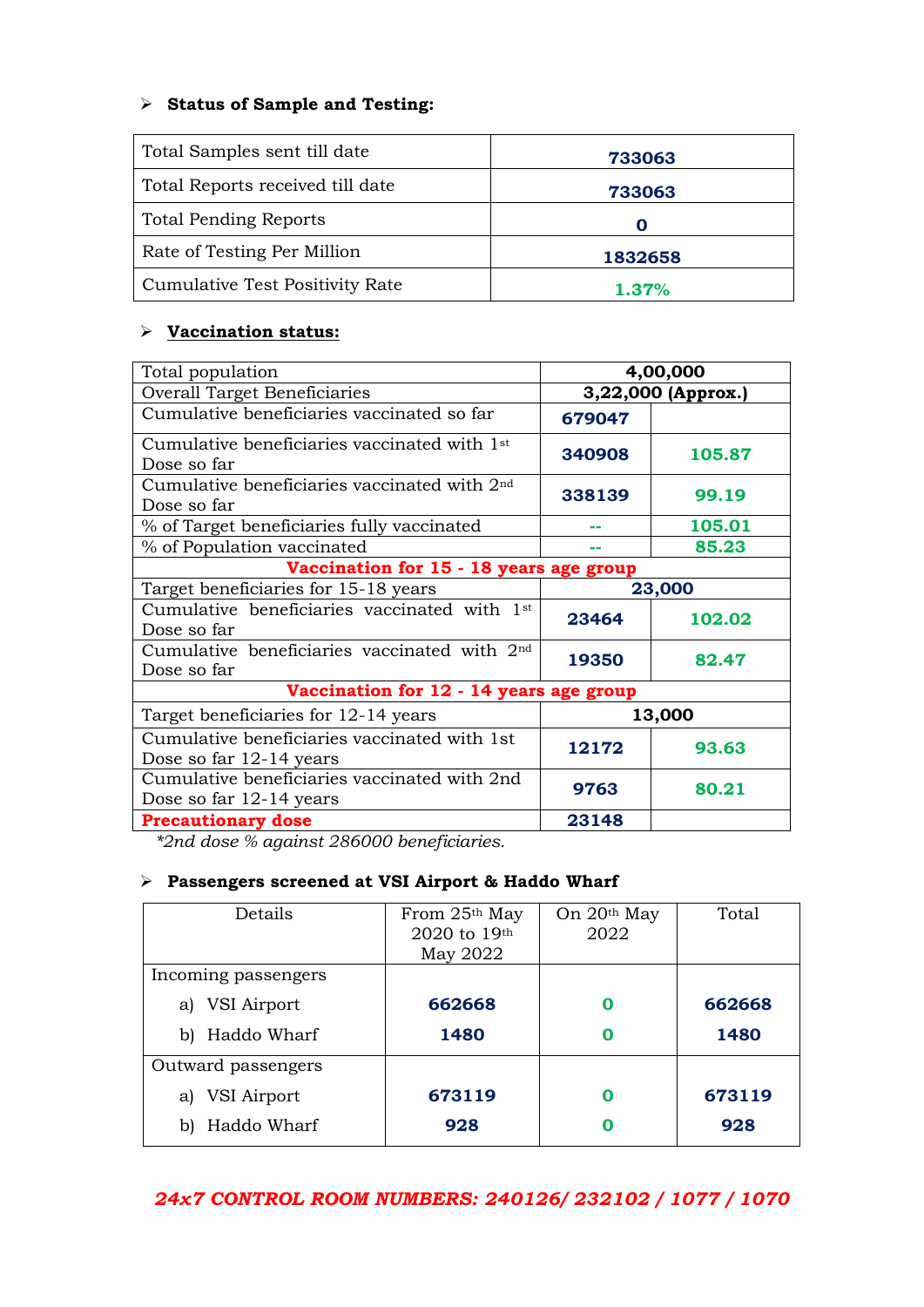- **Status of Sample and Testing:**

| | |
|---|---|
| Total Samples sent till date | 733063 |
| Total Reports received till date | 733063 |
| Total Pending Reports | 0 |
| Rate of Testing Per Million | 1832658 |
| Cumulative Test Positivity Rate | 1.37% |

- **Vaccination status:**

| | | |
|---|---|---|
| Total population | 4,00,000 | |
| Overall Target Beneficiaries | 3,22,000 (Approx.) | |
| Cumulative beneficiaries vaccinated so far | 679047 | |
| Cumulative beneficiaries vaccinated with 1st Dose so far | 340908 | 105.87 |
| Cumulative beneficiaries vaccinated with 2nd Dose so far | 338139 | 99.19 |
| % of Target beneficiaries fully vaccinated | -- | 105.01 |
| % of Population vaccinated | -- | 85.23 |
| **Vaccination for 15 - 18 years age group** | | |
| Target beneficiaries for 15-18 years | 23,000 | |
| Cumulative beneficiaries vaccinated with 1st Dose so far | 23464 | 102.02 |
| Cumulative beneficiaries vaccinated with 2nd Dose so far | 19350 | 82.47 |
| **Vaccination for 12 - 14 years age group** | | |
| Target beneficiaries for 12-14 years | 13,000 | |
| Cumulative beneficiaries vaccinated with 1st Dose so far 12-14 years | 12172 | 93.63 |
| Cumulative beneficiaries vaccinated with 2nd Dose so far 12-14 years | 9763 | 80.21 |
| **Precautionary dose** | 23148 | |

*\*2nd dose % against 286000 beneficiaries.*

- **Passengers screened at VSI Airport & Haddo Wharf**

| Details | From 25th May 2020 to 19th May 2022 | On 20th May 2022 | Total |
|---|---|---|---|
| Incoming passengers | | | |
| a) VSI Airport | 662668 | 0 | 662668 |
| b) Haddo Wharf | 1480 | 0 | 1480 |
| Outward passengers | | | |
| a) VSI Airport | 673119 | 0 | 673119 |
| b) Haddo Wharf | 928 | 0 | 928 |

***24x7 CONTROL ROOM NUMBERS: 240126/ 232102 / 1077 / 1070***